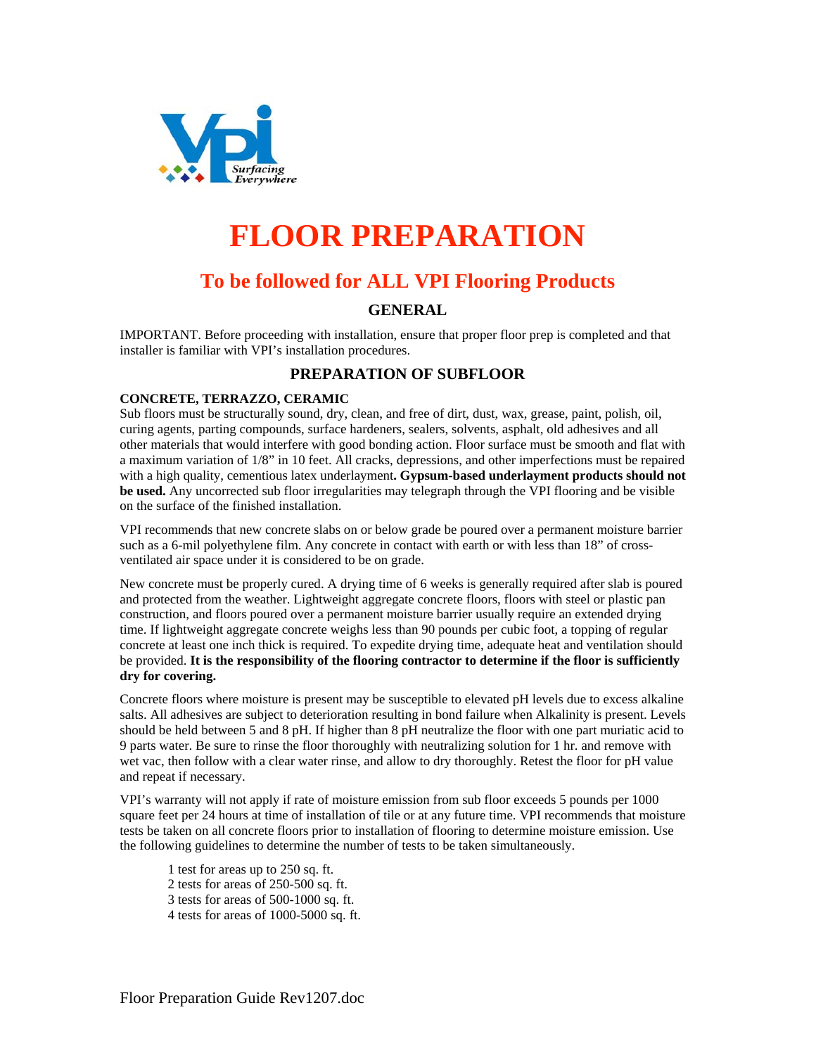# FLOOR PREPARATION

## To be followed for ALL VPI Flooring Products

### GENERAL

IMPORTANT. Before proceeding with installation, ensure that proper floor prep is completed and that installer is familiar with VPI's installation procedures.

### PREPARATION OF SUBFLOOR

**CONCRETE, TERRAZZO, CERAMIC**

Sub floors must be structurally sound, dry, clean, and free of dirt, dust, wax, grease, paint, polish, oil, curing agents, parting compounds, surface hardeners, sealers, solvents, asphalt, old adhesives and all other materials that would interfere with good bonding action. Floor surface must be smooth and flat with a maximum variation of 1/8" in 10 feet. All cracks, depressions, and other imperfections must be repaired with a high quality, cementious latex underlayment**. Gypsum-based underlayment products should not be used.** Any uncorrected sub floor irregularities may telegraph through the VPI flooring and be visible on the surface of the finished installation.

VPI recommends that new concrete slabs on or below grade be poured over a permanent moisture barrier such as a 6-mil polyethylene film. Any concrete in contact with earth or with less than 18" of cross-ventilated air space under it is considered to be on grade.

New concrete must be properly cured. A drying time of 6 weeks is generally required after slab is poured and protected from the weather. Lightweight aggregate concrete floors, floors with steel or plastic pan construction, and floors poured over a permanent moisture barrier usually require an extended drying time. If lightweight aggregate concrete weighs less than 90 pounds per cubic foot, a topping of regular concrete at least one inch thick is required. To expedite drying time, adequate heat and ventilation should be provided. **It is the responsibility of the flooring contractor to determine if the floor is sufficiently dry for covering.**

Concrete floors where moisture is present may be susceptible to elevated pH levels due to excess alkaline salts. All adhesives are subject to deterioration resulting in bond failure when Alkalinity is present. Levels should be held between 5 and 8 pH. If higher than 8 pH neutralize the floor with one part muriatic acid to 9 parts water. Be sure to rinse the floor thoroughly with neutralizing solution for 1 hr. and remove with wet vac, then follow with a clear water rinse, and allow to dry thoroughly. Retest the floor for pH value and repeat if necessary.

VPI's warranty will not apply if rate of moisture emission from sub floor exceeds 5 pounds per 1000 square feet per 24 hours at time of installation of tile or at any future time. VPI recommends that moisture tests be taken on all concrete floors prior to installation of flooring to determine moisture emission. Use the following guidelines to determine the number of tests to be taken simultaneously.

- 1 test for areas up to 250 sq. ft.
- 2 tests for areas of 250-500 sq. ft.
- 3 tests for areas of 500-1000 sq. ft.
- 4 tests for areas of 1000-5000 sq. ft.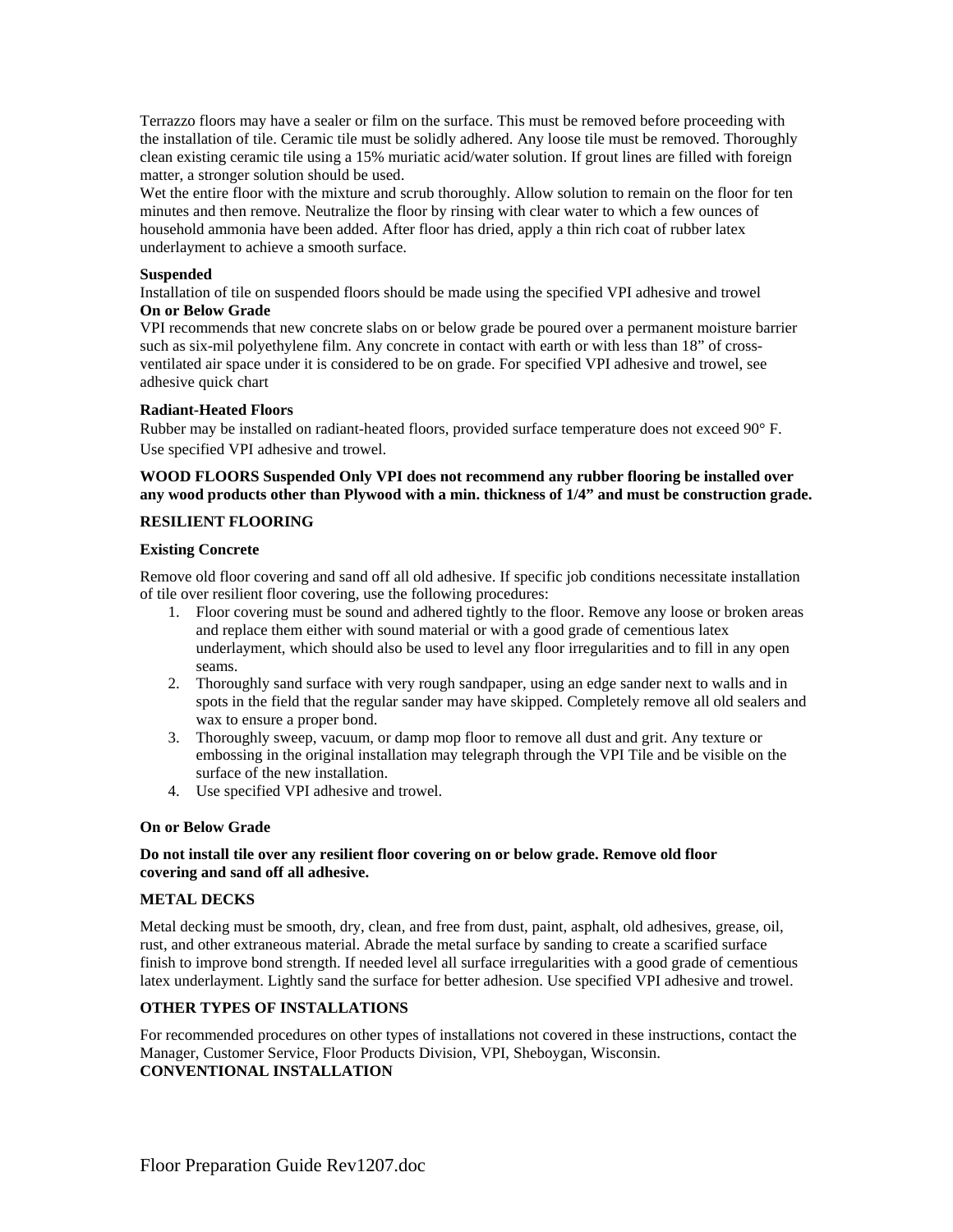Terrazzo floors may have a sealer or film on the surface. This must be removed before proceeding with the installation of tile. Ceramic tile must be solidly adhered. Any loose tile must be removed. Thoroughly clean existing ceramic tile using a 15% muriatic acid/water solution. If grout lines are filled with foreign matter, a stronger solution should be used.

Wet the entire floor with the mixture and scrub thoroughly. Allow solution to remain on the floor for ten minutes and then remove. Neutralize the floor by rinsing with clear water to which a few ounces of household ammonia have been added. After floor has dried, apply a thin rich coat of rubber latex underlayment to achieve a smooth surface.

**Suspended**

Installation of tile on suspended floors should be made using the specified VPI adhesive and trowel

**On or Below Grade**

VPI recommends that new concrete slabs on or below grade be poured over a permanent moisture barrier such as six-mil polyethylene film. Any concrete in contact with earth or with less than 18" of cross-ventilated air space under it is considered to be on grade. For specified VPI adhesive and trowel, see adhesive quick chart

**Radiant-Heated Floors**

Rubber may be installed on radiant-heated floors, provided surface temperature does not exceed 90° F. Use specified VPI adhesive and trowel.

**WOOD FLOORS Suspended Only VPI does not recommend any rubber flooring be installed over any wood products other than Plywood with a min. thickness of 1/4" and must be construction grade.**

**RESILIENT FLOORING**

**Existing Concrete**

Remove old floor covering and sand off all old adhesive. If specific job conditions necessitate installation of tile over resilient floor covering, use the following procedures:

1. Floor covering must be sound and adhered tightly to the floor. Remove any loose or broken areas and replace them either with sound material or with a good grade of cementious latex underlayment, which should also be used to level any floor irregularities and to fill in any open seams.
2. Thoroughly sand surface with very rough sandpaper, using an edge sander next to walls and in spots in the field that the regular sander may have skipped. Completely remove all old sealers and wax to ensure a proper bond.
3. Thoroughly sweep, vacuum, or damp mop floor to remove all dust and grit. Any texture or embossing in the original installation may telegraph through the VPI Tile and be visible on the surface of the new installation.
4. Use specified VPI adhesive and trowel.

**On or Below Grade**

**Do not install tile over any resilient floor covering on or below grade. Remove old floor covering and sand off all adhesive.**

**METAL DECKS**

Metal decking must be smooth, dry, clean, and free from dust, paint, asphalt, old adhesives, grease, oil, rust, and other extraneous material. Abrade the metal surface by sanding to create a scarified surface finish to improve bond strength. If needed level all surface irregularities with a good grade of cementious latex underlayment. Lightly sand the surface for better adhesion. Use specified VPI adhesive and trowel.

**OTHER TYPES OF INSTALLATIONS**

For recommended procedures on other types of installations not covered in these instructions, contact the Manager, Customer Service, Floor Products Division, VPI, Sheboygan, Wisconsin.

**CONVENTIONAL INSTALLATION**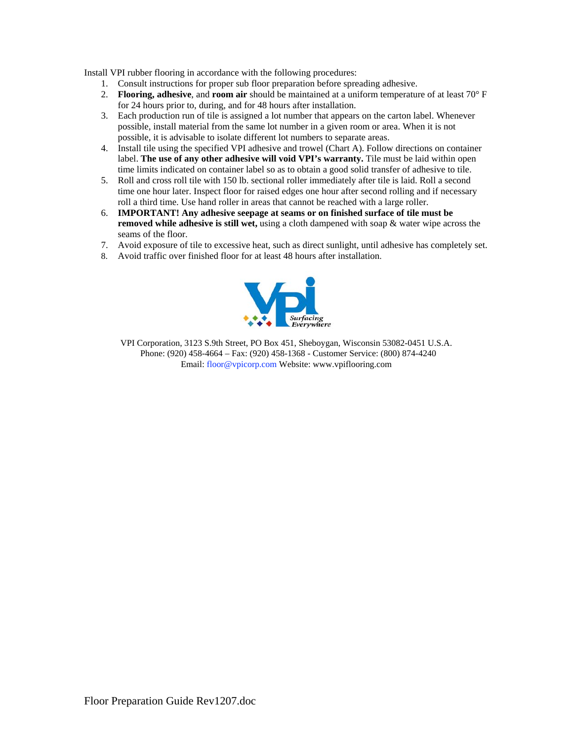Install VPI rubber flooring in accordance with the following procedures:

1. Consult instructions for proper sub floor preparation before spreading adhesive.
2. **Flooring, adhesive**, and **room air** should be maintained at a uniform temperature of at least 70° F for 24 hours prior to, during, and for 48 hours after installation.
3. Each production run of tile is assigned a lot number that appears on the carton label. Whenever possible, install material from the same lot number in a given room or area. When it is not possible, it is advisable to isolate different lot numbers to separate areas.
4. Install tile using the specified VPI adhesive and trowel (Chart A). Follow directions on container label. **The use of any other adhesive will void VPI's warranty.** Tile must be laid within open time limits indicated on container label so as to obtain a good solid transfer of adhesive to tile.
5. Roll and cross roll tile with 150 lb. sectional roller immediately after tile is laid. Roll a second time one hour later. Inspect floor for raised edges one hour after second rolling and if necessary roll a third time. Use hand roller in areas that cannot be reached with a large roller.
6. **IMPORTANT! Any adhesive seepage at seams or on finished surface of tile must be removed while adhesive is still wet,** using a cloth dampened with soap & water wipe across the seams of the floor.
7. Avoid exposure of tile to excessive heat, such as direct sunlight, until adhesive has completely set.
8. Avoid traffic over finished floor for at least 48 hours after installation.

VPI Corporation, 3123 S.9th Street, PO Box 451, Sheboygan, Wisconsin 53082-0451 U.S.A.
Phone: (920) 458-4664 – Fax: (920) 458-1368 - Customer Service: (800) 874-4240
Email: floor@vpicorp.com Website: www.vpiflooring.com